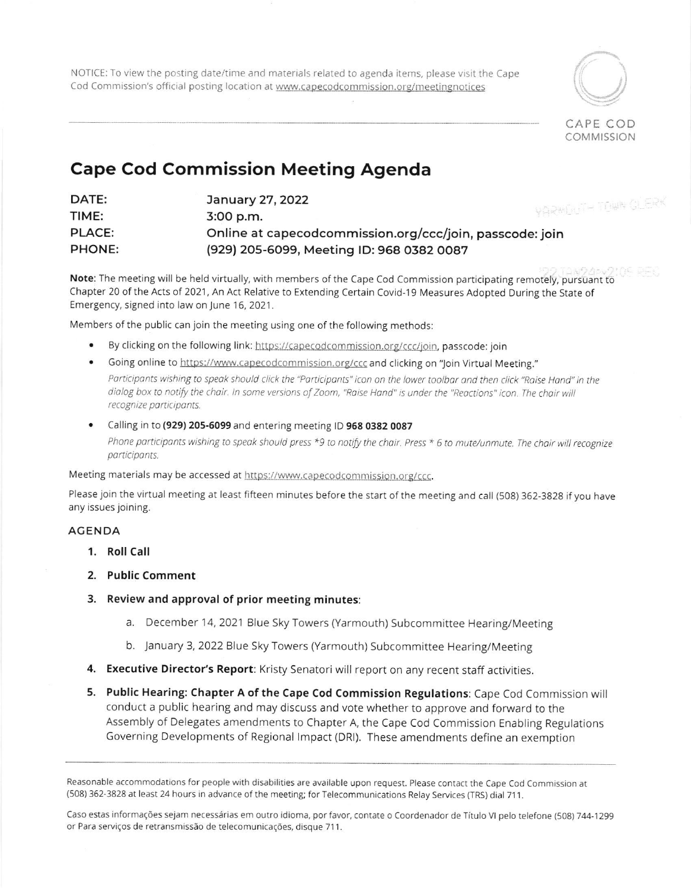NOTICE: To view the posting date/time and materials related to agenda items, please visit the Cape Cod Commission's official posting location at www.capecodcommission.org/meetingnotices

CAPE COD COMMISSION

# Cape Cod Commission Meeting Agenda

**DATE:** January 27, 2022
**TIME:** 3:00 p.m.
**PLACE:** Online at capecodcommission.org/ccc/join, passcode: join
**PHONE:** (929) 205-6099, Meeting ID: 968 0382 0087

**Note**: The meeting will be held virtually, with members of the Cape Cod Commission participating remotely, pursuant to Chapter 20 of the Acts of 2021, An Act Relative to Extending Certain Covid-19 Measures Adopted During the State of Emergency, signed into law on June 16, 2021.

Members of the public can join the meeting using one of the following methods:

- By clicking on the following link: https://capecodcommission.org/ccc/join, passcode: join
- Going online to https://www.capecodcommission.org/ccc and clicking on "Join Virtual Meeting."

  *Participants wishing to speak should click the "Participants" icon on the lower toolbar and then click "Raise Hand" in the dialog box to notify the chair. In some versions of Zoom, "Raise Hand" is under the "Reactions" icon. The chair will recognize participants.*
- Calling in to **(929) 205-6099** and entering meeting ID **968 0382 0087**

  *Phone participants wishing to speak should press *9 to notify the chair. Press * 6 to mute/unmute. The chair will recognize participants.*

Meeting materials may be accessed at https://www.capecodcommission.org/ccc.

Please join the virtual meeting at least fifteen minutes before the start of the meeting and call (508) 362-3828 if you have any issues joining.

## AGENDA

1. **Roll Call**
2. **Public Comment**
3. **Review and approval of prior meeting minutes**:
   a. December 14, 2021 Blue Sky Towers (Yarmouth) Subcommittee Hearing/Meeting
   b. January 3, 2022 Blue Sky Towers (Yarmouth) Subcommittee Hearing/Meeting
4. **Executive Director's Report**: Kristy Senatori will report on any recent staff activities.
5. **Public Hearing: Chapter A of the Cape Cod Commission Regulations**: Cape Cod Commission will conduct a public hearing and may discuss and vote whether to approve and forward to the Assembly of Delegates amendments to Chapter A, the Cape Cod Commission Enabling Regulations Governing Developments of Regional Impact (DRI). These amendments define an exemption

Reasonable accommodations for people with disabilities are available upon request. Please contact the Cape Cod Commission at (508) 362-3828 at least 24 hours in advance of the meeting; for Telecommunications Relay Services (TRS) dial 711.

Caso estas informações sejam necessárias em outro idioma, por favor, contate o Coordenador de Título VI pelo telefone (508) 744-1299 or Para serviços de retransmissão de telecomunicações, disque 711.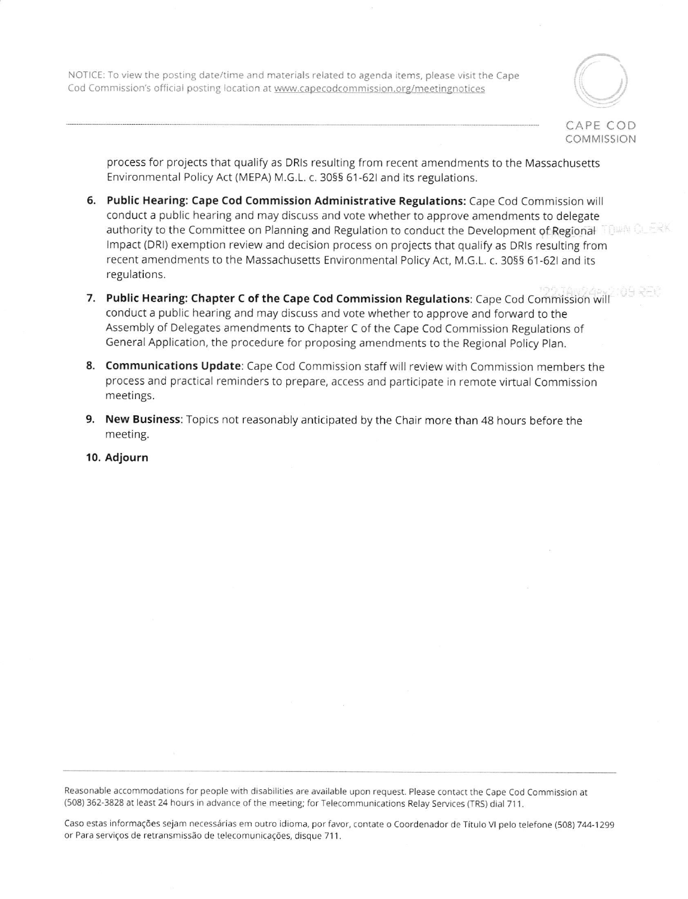process for projects that qualify as DRIs resulting from recent amendments to the Massachusetts Environmental Policy Act (MEPA) M.G.L. c. 30§§ 61-62I and its regulations.

6. **Public Hearing: Cape Cod Commission Administrative Regulations:** Cape Cod Commission will conduct a public hearing and may discuss and vote whether to approve amendments to delegate authority to the Committee on Planning and Regulation to conduct the Development of Regional Impact (DRI) exemption review and decision process on projects that qualify as DRIs resulting from recent amendments to the Massachusetts Environmental Policy Act, M.G.L. c. 30§§ 61-62I and its regulations.
7. **Public Hearing: Chapter C of the Cape Cod Commission Regulations**: Cape Cod Commission will conduct a public hearing and may discuss and vote whether to approve and forward to the Assembly of Delegates amendments to Chapter C of the Cape Cod Commission Regulations of General Application, the procedure for proposing amendments to the Regional Policy Plan.
8. **Communications Update**: Cape Cod Commission staff will review with Commission members the process and practical reminders to prepare, access and participate in remote virtual Commission meetings.
9. **New Business**: Topics not reasonably anticipated by the Chair more than 48 hours before the meeting.
10. **Adjourn**

Reasonable accommodations for people with disabilities are available upon request. Please contact the Cape Cod Commission at (508) 362-3828 at least 24 hours in advance of the meeting; for Telecommunications Relay Services (TRS) dial 711.

Caso estas informações sejam necessárias em outro idioma, por favor, contate o Coordenador de Título VI pelo telefone (508) 744-1299 or Para serviços de retransmissão de telecomunicações, disque 711.